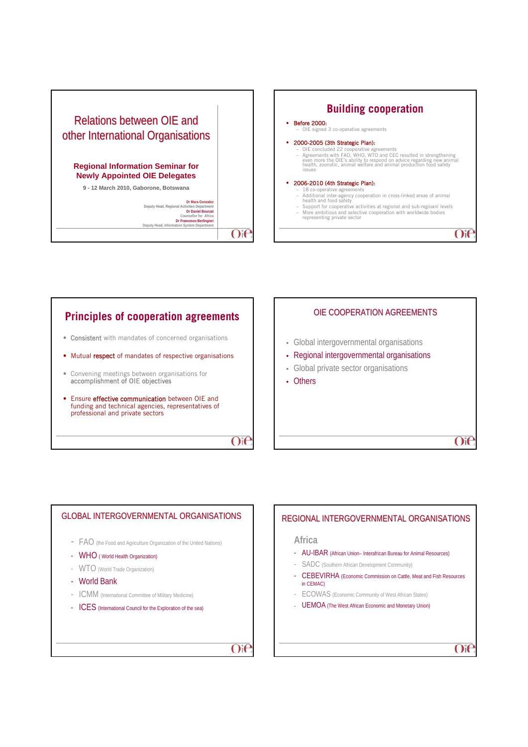# Relations between OIE and other International Organisations

## Regional Information Seminar for Newly Appointed OIE Delegates

9 - 12 March 2010, Gaborone, Botswana

Dr Mara Gonzalez
Deputy Head, Regional Activities Department
Dr Daniel Bourzat
Counsellor for Africa
Dr Francesco Berlingieri
Deputy Head, Information System Department

## Building cooperation

- Before 2000:
  - OIE signed 3 co-operative agreements
- 2000-2005 (3th Strategic Plan):
  - OIE concluded 22 cooperative agreements
  - Agreements with FAO, WHO, WTO and CEC resulted in strengthening even more the OIE's ability to respond on advice regarding new animal health, zoonotic, animal welfare and animal production food safety issues
- 2006-2010 (4th Strategic Plan):
  - 18 co-operative agreements
  - Additional inter-agency cooperation in cross-linked areas of animal health and food safety
  - Support for cooperative activities at regional and sub-regioanl levels
  - More ambitious and selective cooperation with worldwide bodies representing private sector

## Principles of cooperation agreements

- **Consistent** with mandates of concerned organisations
- Mutual **respect** of mandates of respective organisations
- Convening meetings between organisations for **accomplishment of OIE objectives**
- Ensure **effective communication** between OIE and funding and technical agencies, representatives of professional and private sectors

## OIE COOPERATION AGREEMENTS

- Global intergovernmental organisations
- Regional intergovernmental organisations
- Global private sector organisations
- Others

## GLOBAL INTERGOVERNMENTAL ORGANISATIONS

- FAO (the Food and Agriculture Organization of the United Nations)
- WHO ( World Health Organization)
- WTO (World Trade Organization)
- World Bank
- ICMM (International Committee of Military Medicine)
- ICES (International Council for the Exploration of the sea)

## REGIONAL INTERGOVERNMENTAL ORGANISATIONS

### Africa

- AU-IBAR (African Union– Interafrican Bureau for Animal Resources)
- SADC (Southern African Development Community)
- CEBEVIRHA (Economic Commission on Cattle, Meat and Fish Resources in CEMAC)
- ECOWAS (Economic Community of West African States)
- UEMOA (The West African Economic and Monetary Union)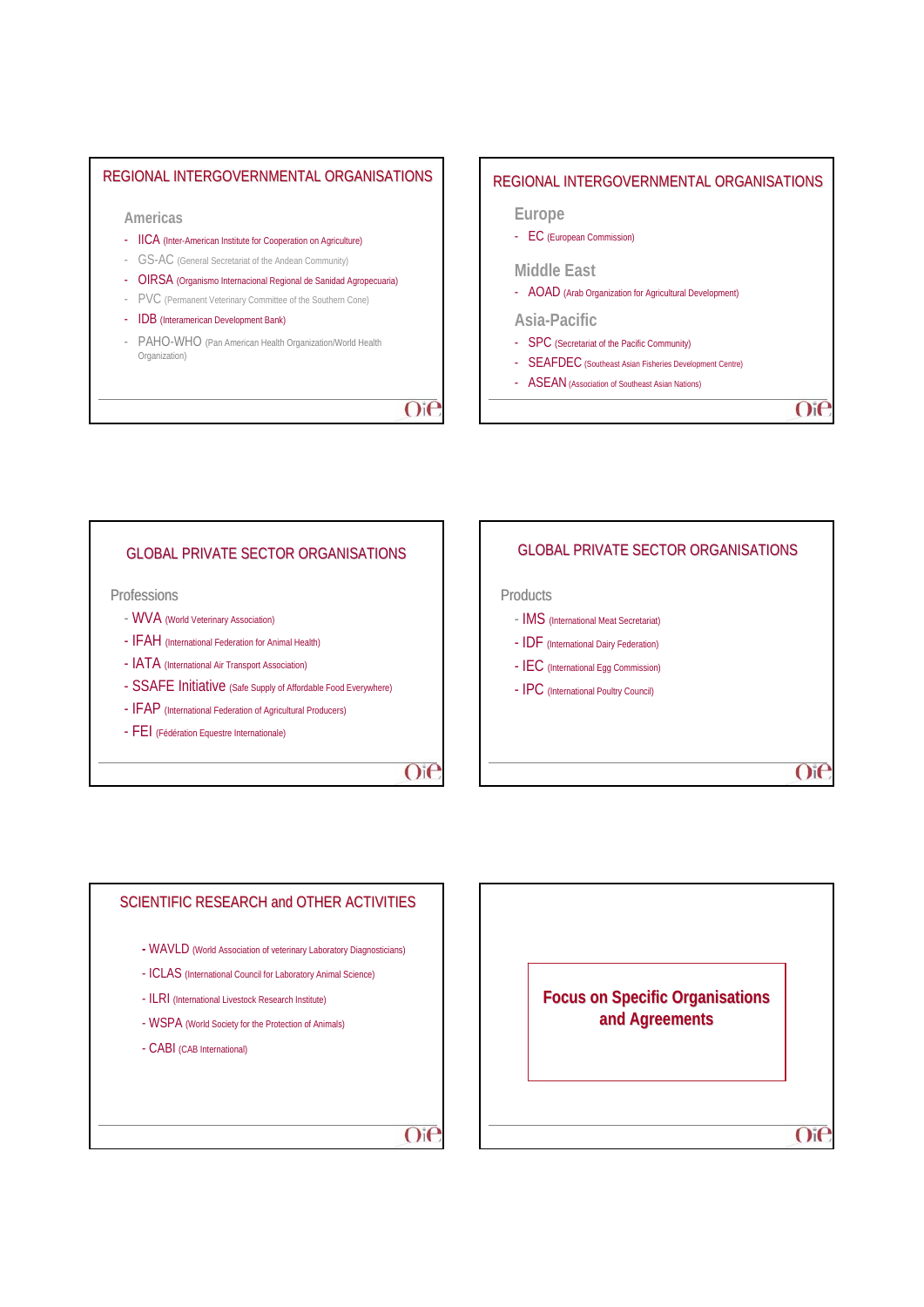## REGIONAL INTERGOVERNMENTAL ORGANISATIONS

### Americas

- IICA (Inter-American Institute for Cooperation on Agriculture)
- GS-AC (General Secretariat of the Andean Community)
- OIRSA (Organismo Internacional Regional de Sanidad Agropecuaria)
- PVC (Permanent Veterinary Committee of the Southern Cone)
- IDB (Interamerican Development Bank)
- PAHO-WHO (Pan American Health Organization/World Health Organization)

## REGIONAL INTERGOVERNMENTAL ORGANISATIONS

### Europe

- EC (European Commission)

### Middle East

- AOAD (Arab Organization for Agricultural Development)

### Asia-Pacific

- SPC (Secretariat of the Pacific Community)
- SEAFDEC (Southeast Asian Fisheries Development Centre)
- ASEAN (Association of Southeast Asian Nations)

## GLOBAL PRIVATE SECTOR ORGANISATIONS

### Professions

- WVA (World Veterinary Association)
- IFAH (International Federation for Animal Health)
- IATA (International Air Transport Association)
- SSAFE Initiative (Safe Supply of Affordable Food Everywhere)
- IFAP (International Federation of Agricultural Producers)
- FEI (Fédération Equestre Internationale)

## GLOBAL PRIVATE SECTOR ORGANISATIONS

### Products

- IMS (International Meat Secretariat)
- IDF (International Dairy Federation)
- IEC (International Egg Commission)
- IPC (International Poultry Council)

## SCIENTIFIC RESEARCH and OTHER ACTIVITIES

- WAVLD (World Association of veterinary Laboratory Diagnosticians)
- ICLAS (International Council for Laboratory Animal Science)
- ILRI (International Livestock Research Institute)
- WSPA (World Society for the Protection of Animals)
- CABI (CAB International)

## Focus on Specific Organisations and Agreements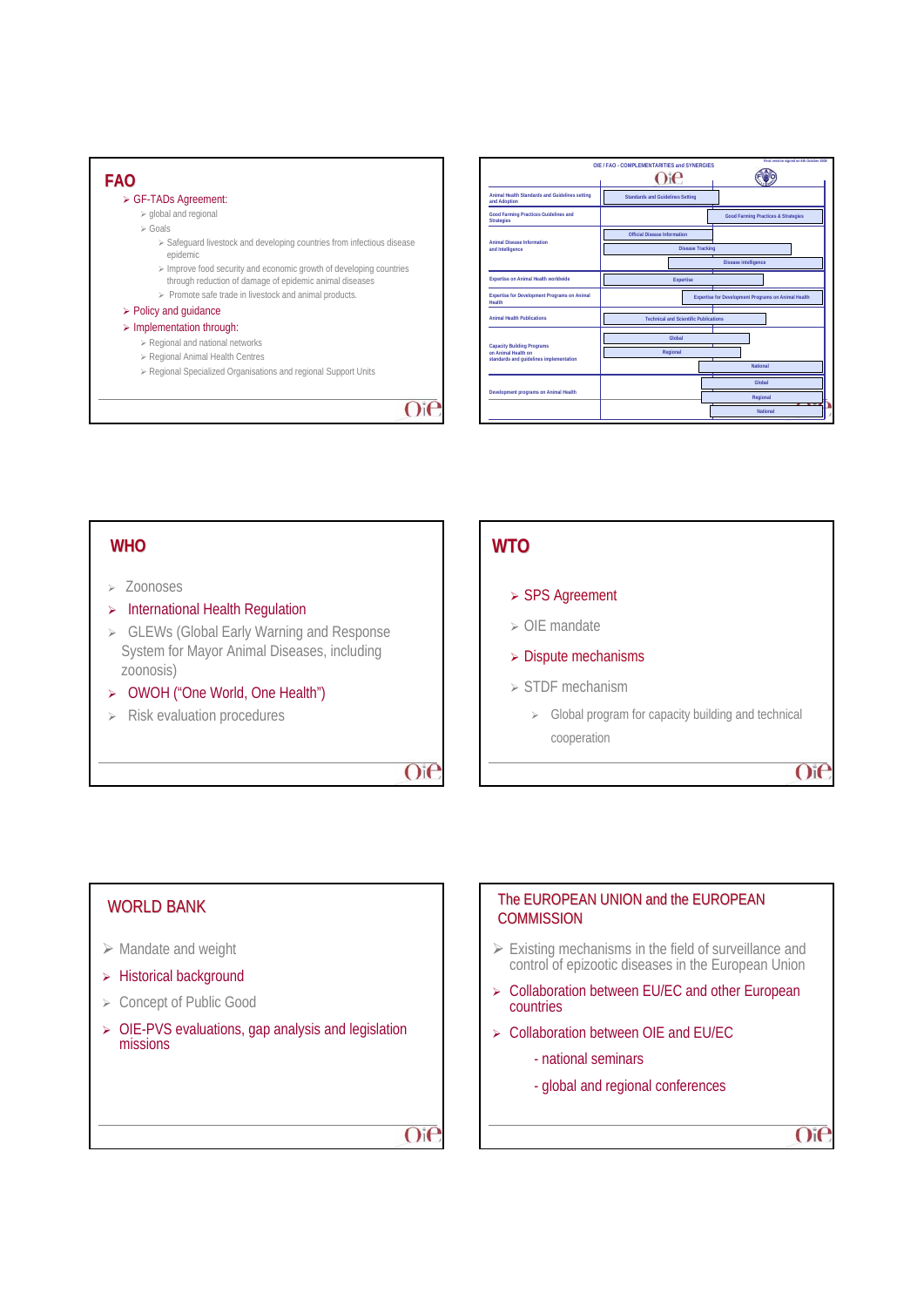## FAO

- GF-TADs Agreement:
  - global and regional
  - Goals
    - Safeguard livestock and developing countries from infectious disease epidemic
    - Improve food security and economic growth of developing countries through reduction of damage of epidemic animal diseases
    - Promote safe trade in livestock and animal products.
- Policy and guidance
- Implementation through:
  - Regional and national networks
  - Regional Animal Health Centres
  - Regional Specialized Organisations and regional Support Units

### OIE / FAO - COMPLEMENTARITIES and SYNERGIES

First version signed on 4th October 2004

| Area | OIE / FAO |
|---|---|
| Animal Health Standards and Guidelines setting and Adoption | Standards and Guidelines Setting |
| Good Farming Practices Guidelines and Strategies | Good Farming Practices & Strategies |
| Animal Disease Information and Intelligence | Official Disease Information; Disease Tracking; Disease intelligence |
| Expertise on Animal Health worldwide | Expertise |
| Expertise for Development Programs on Animal Health | Expertise for Development Programs on Animal Health |
| Animal Health Publications | Technical and Scientific Publications |
| Capacity Building Programs on Animal Health on standards and guidelines implementation | Global; Regional; National |
| Development programs on Animal Health | Global; Regional; National |

## WHO

- Zoonoses
- International Health Regulation
- GLEWs (Global Early Warning and Response System for Mayor Animal Diseases, including zoonosis)
- OWOH ("One World, One Health")
- Risk evaluation procedures

## WTO

- SPS Agreement
- OIE mandate
- Dispute mechanisms
- STDF mechanism
  - Global program for capacity building and technical cooperation

## WORLD BANK

- Mandate and weight
- Historical background
- Concept of Public Good
- OIE-PVS evaluations, gap analysis and legislation missions

## The EUROPEAN UNION and the EUROPEAN COMMISSION

- Existing mechanisms in the field of surveillance and control of epizootic diseases in the European Union
- Collaboration between EU/EC and other European countries
- Collaboration between OIE and EU/EC
  - national seminars
  - global and regional conferences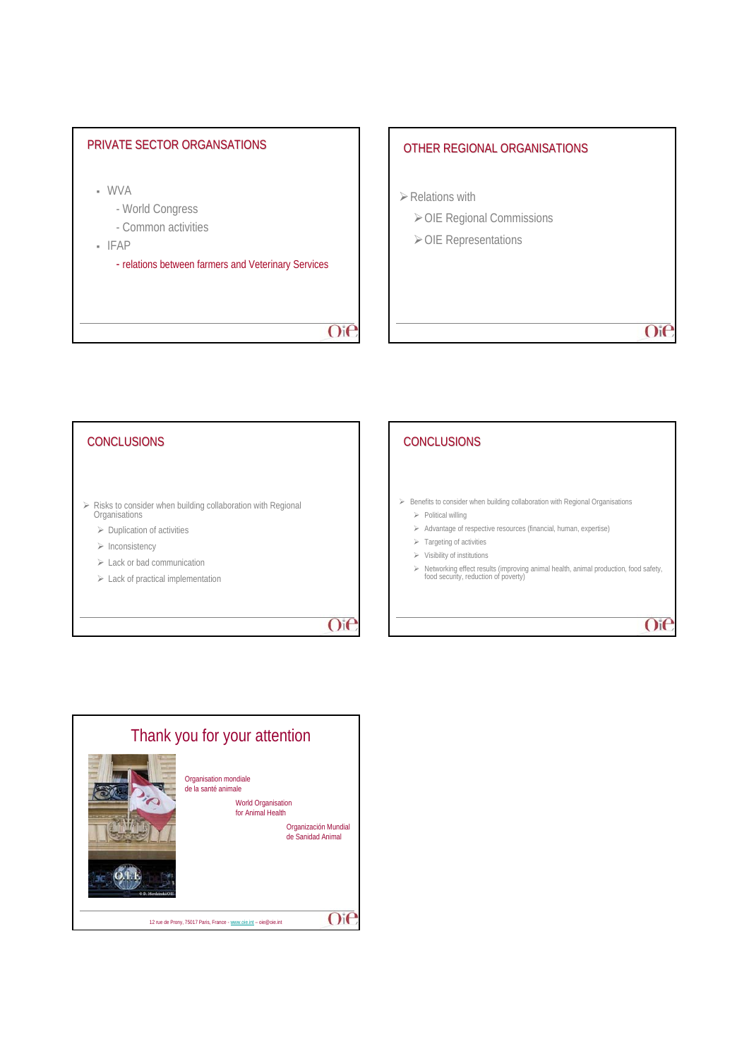## PRIVATE SECTOR ORGANSATIONS

- WVA
  - World Congress
  - Common activities
- IFAP
  - relations between farmers and Veterinary Services

## OTHER REGIONAL ORGANISATIONS

- Relations with
  - OIE Regional Commissions
  - OIE Representations

## CONCLUSIONS

- Risks to consider when building collaboration with Regional Organisations
  - Duplication of activities
  - Inconsistency
  - Lack or bad communication
  - Lack of practical implementation

## CONCLUSIONS

- Benefits to consider when building collaboration with Regional Organisations
  - Political willing
  - Advantage of respective resources (financial, human, expertise)
  - Targeting of activities
  - Visibility of institutions
  - Networking effect results (improving animal health, animal production, food safety, food security, reduction of poverty)

## Thank you for your attention

Organisation mondiale de la santé animale

World Organisation for Animal Health

Organización Mundial de Sanidad Animal

12 rue de Prony, 75017 Paris, France - www.oie.int – oie@oie.int